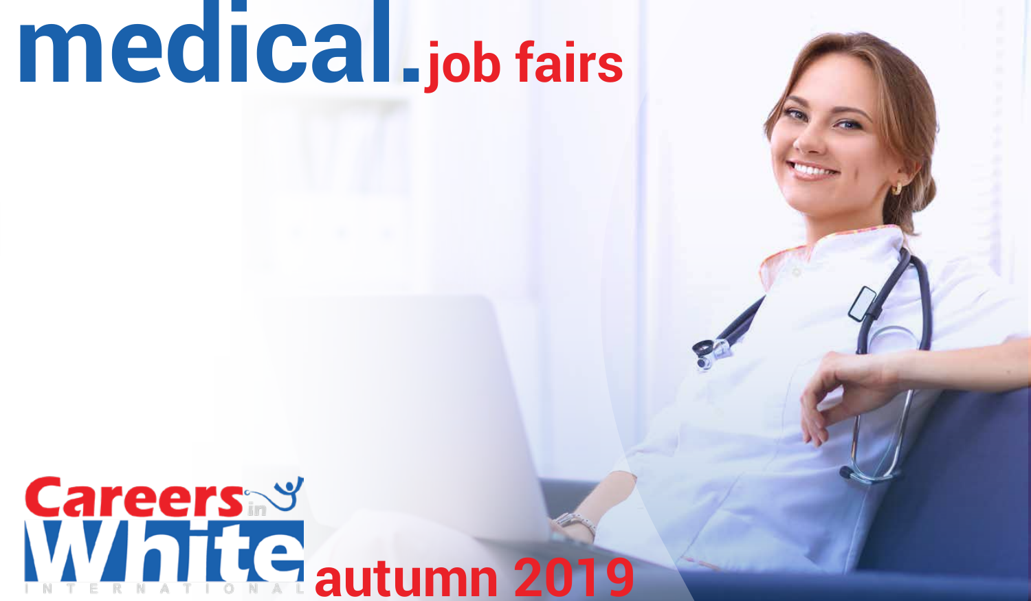# medical.job fairs

Careers in White

INTERNATIONAL

## autumn 2019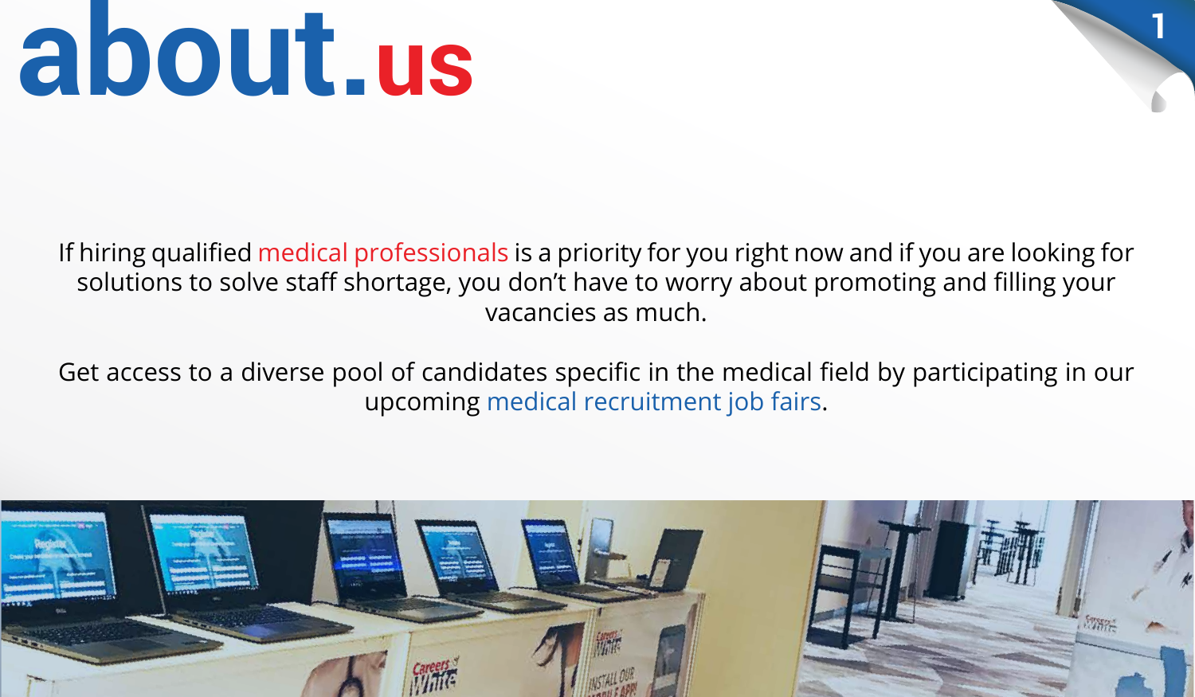# about.us

If hiring qualified medical professionals is a priority for you right now and if you are looking for solutions to solve staff shortage, you don't have to worry about promoting and filling your vacancies as much.

Get access to a diverse pool of candidates specific in the medical field by participating in our upcoming medical recruitment job fairs.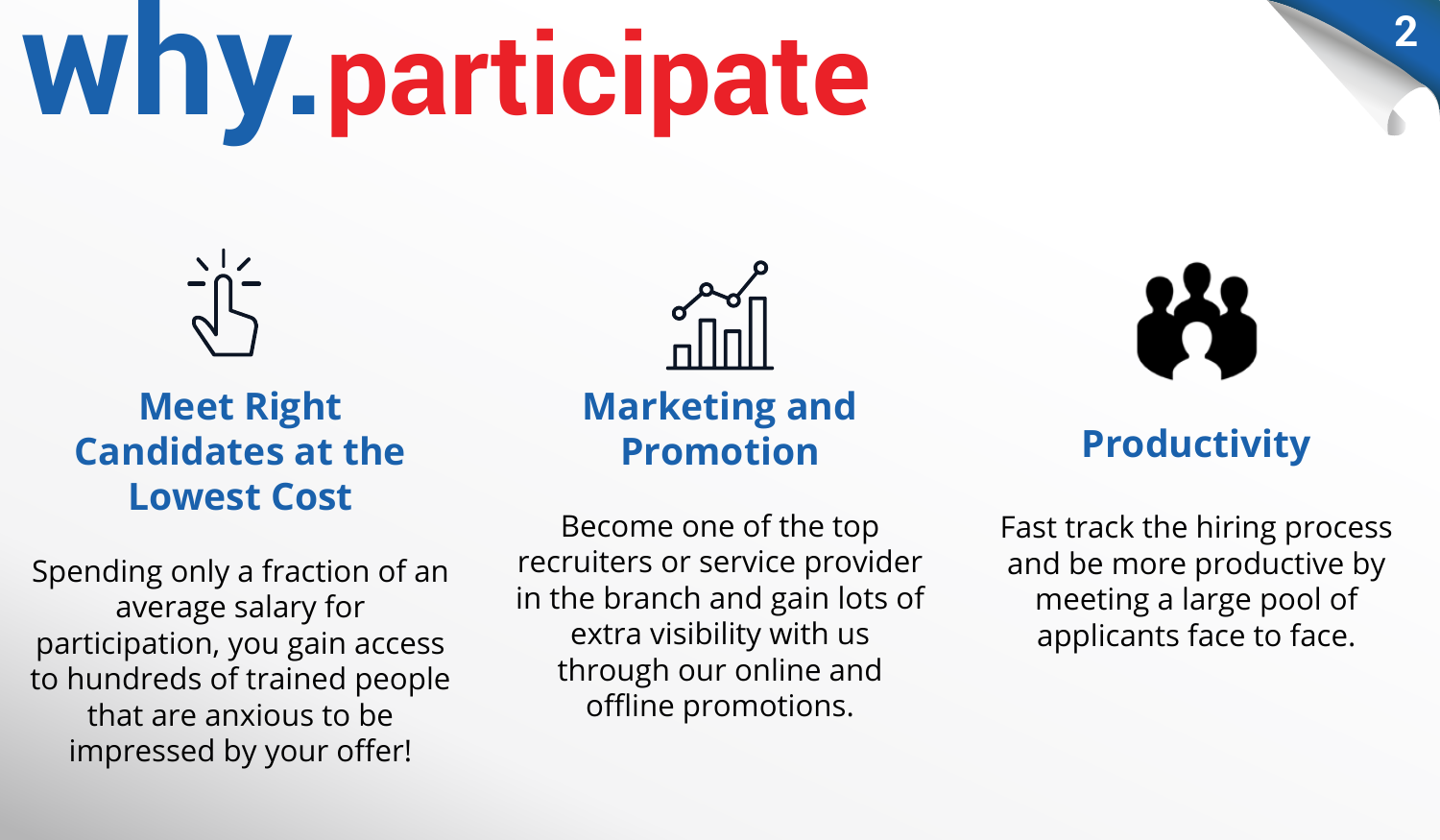# why.participate

## Meet Right Candidates at the Lowest Cost

Spending only a fraction of an average salary for participation, you gain access to hundreds of trained people that are anxious to be impressed by your offer!

## Marketing and Promotion

Become one of the top recruiters or service provider in the branch and gain lots of extra visibility with us through our online and offline promotions.

## Productivity

Fast track the hiring process and be more productive by meeting a large pool of applicants face to face.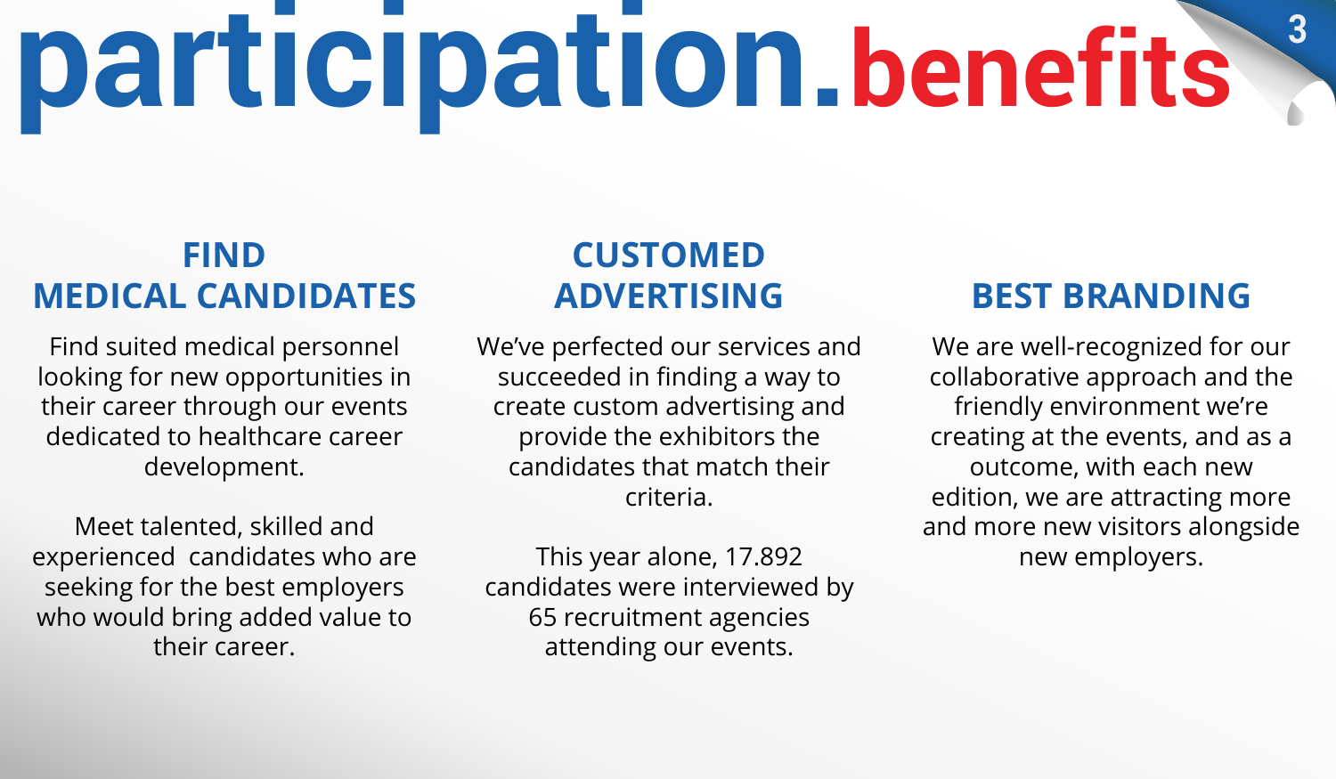# participation.benefits

## FIND MEDICAL CANDIDATES

Find suited medical personnel looking for new opportunities in their career through our events dedicated to healthcare career development.

Meet talented, skilled and experienced candidates who are seeking for the best employers who would bring added value to their career.

## CUSTOMED ADVERTISING

We've perfected our services and succeeded in finding a way to create custom advertising and provide the exhibitors the candidates that match their criteria.

This year alone, 17.892 candidates were interviewed by 65 recruitment agencies attending our events.

## BEST BRANDING

We are well-recognized for our collaborative approach and the friendly environment we're creating at the events, and as a outcome, with each new edition, we are attracting more and more new visitors alongside new employers.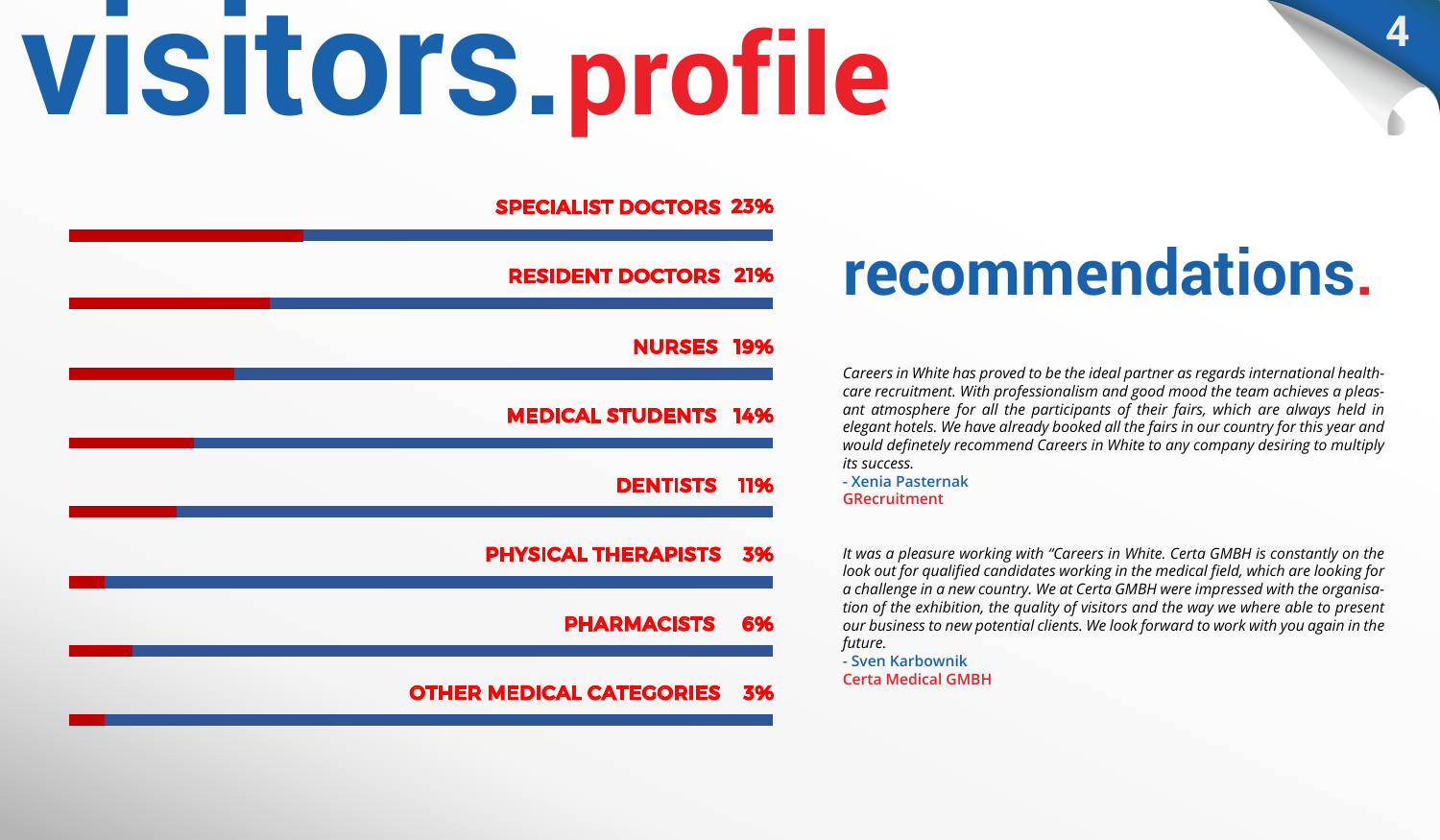# visitors.profile

SPECIALIST DOCTORS 23%

RESIDENT DOCTORS 21%

NURSES 19%

MEDICAL STUDENTS 14%

DENTISTS 11%

PHYSICAL THERAPISTS 3%

PHARMACISTS 6%

OTHER MEDICAL CATEGORIES 3%

## recommendations.

*Careers in White has proved to be the ideal partner as regards international health-care recruitment. With professionalism and good mood the team achieves a pleasant atmosphere for all the participants of their fairs, which are always held in elegant hotels. We have already booked all the fairs in our country for this year and would definetely recommend Careers in White to any company desiring to multiply its success.*

**- Xenia Pasternak**
**GRecruitment**

*It was a pleasure working with "Careers in White. Certa GMBH is constantly on the look out for qualified candidates working in the medical field, which are looking for a challenge in a new country. We at Certa GMBH were impressed with the organisation of the exhibition, the quality of visitors and the way we where able to present our business to new potential clients. We look forward to work with you again in the future.*

**- Sven Karbownik**
**Certa Medical GMBH**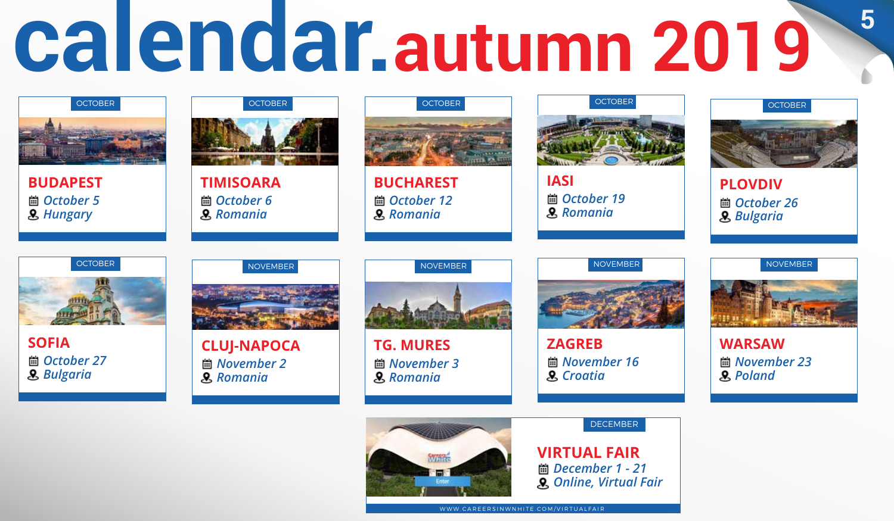# calendar.autumn 2019

OCTOBER

## BUDAPEST

October 5
Hungary

OCTOBER

## TIMISOARA

October 6
Romania

OCTOBER

## BUCHAREST

October 12
Romania

OCTOBER

## IASI

October 19
Romania

OCTOBER

## PLOVDIV

October 26
Bulgaria

OCTOBER

## SOFIA

October 27
Bulgaria

NOVEMBER

## CLUJ-NAPOCA

November 2
Romania

NOVEMBER

## TG. MURES

November 3
Romania

NOVEMBER

## ZAGREB

November 16
Croatia

NOVEMBER

## WARSAW

November 23
Poland

DECEMBER

## VIRTUAL FAIR

December 1 - 21
Online, Virtual Fair

WWW.CAREERSINWNHITE.COM/VIRTUALFAIR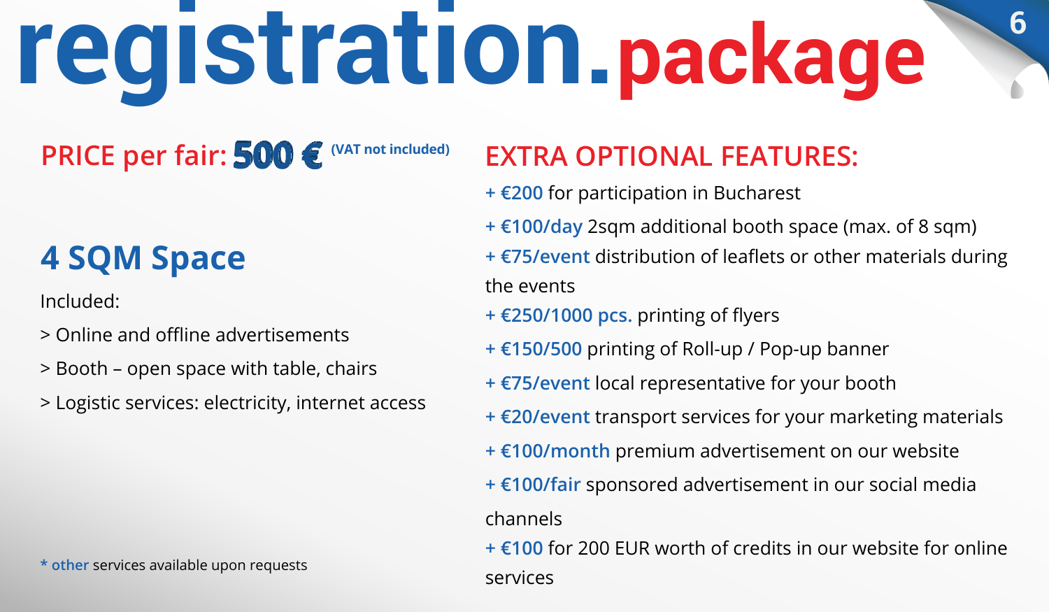# registration.package

## PRICE per fair: 500 € (VAT not included)

## 4 SQM Space

Included:

> Online and offline advertisements

> Booth – open space with table, chairs

> Logistic services: electricity, internet access

* other services available upon requests

## EXTRA OPTIONAL FEATURES:

+ €200 for participation in Bucharest

+ €100/day 2sqm additional booth space (max. of 8 sqm)

+ €75/event distribution of leaflets or other materials during the events

+ €250/1000 pcs. printing of flyers

+ €150/500 printing of Roll-up / Pop-up banner

+ €75/event local representative for your booth

+ €20/event transport services for your marketing materials

+ €100/month premium advertisement on our website

+ €100/fair sponsored advertisement in our social media channels

+ €100 for 200 EUR worth of credits in our website for online services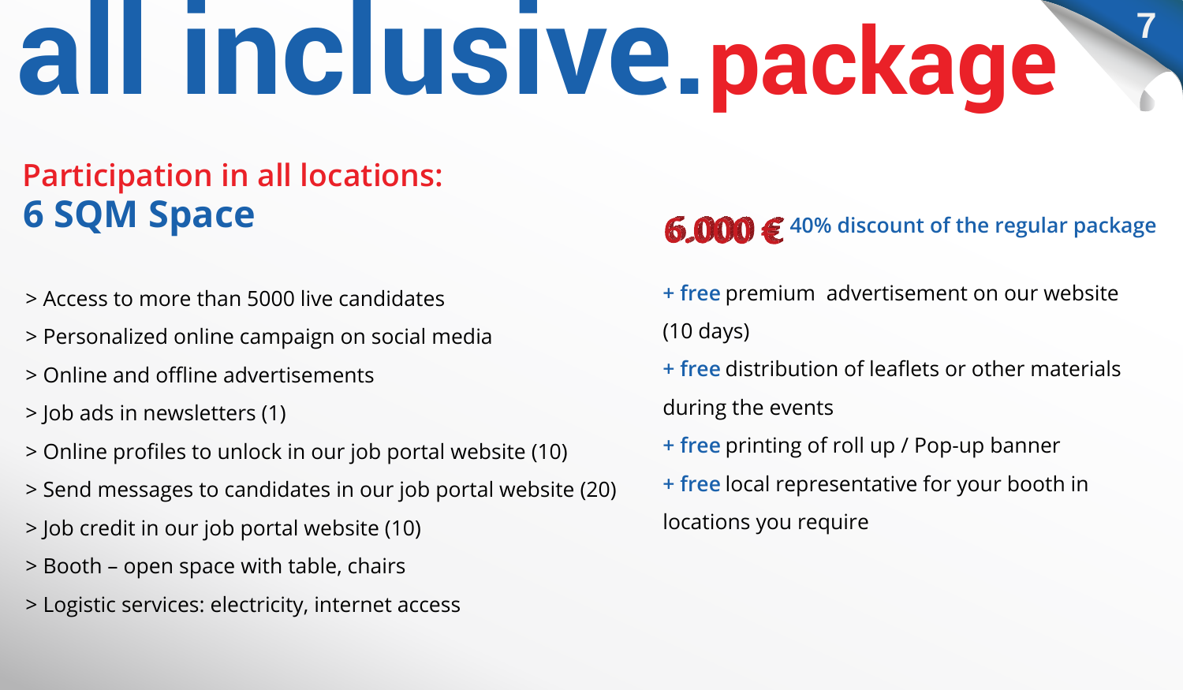# all inclusive.package

## Participation in all locations:
## 6 SQM Space

> Access to more than 5000 live candidates
> Personalized online campaign on social media
> Online and offline advertisements
> Job ads in newsletters (1)
> Online profiles to unlock in our job portal website (10)
> Send messages to candidates in our job portal website (20)
> Job credit in our job portal website (10)
> Booth – open space with table, chairs
> Logistic services: electricity, internet access

**6.000 €** 40% discount of the regular package

+ **free** premium advertisement on our website (10 days)
+ **free** distribution of leaflets or other materials during the events
+ **free** printing of roll up / Pop-up banner
+ **free** local representative for your booth in locations you require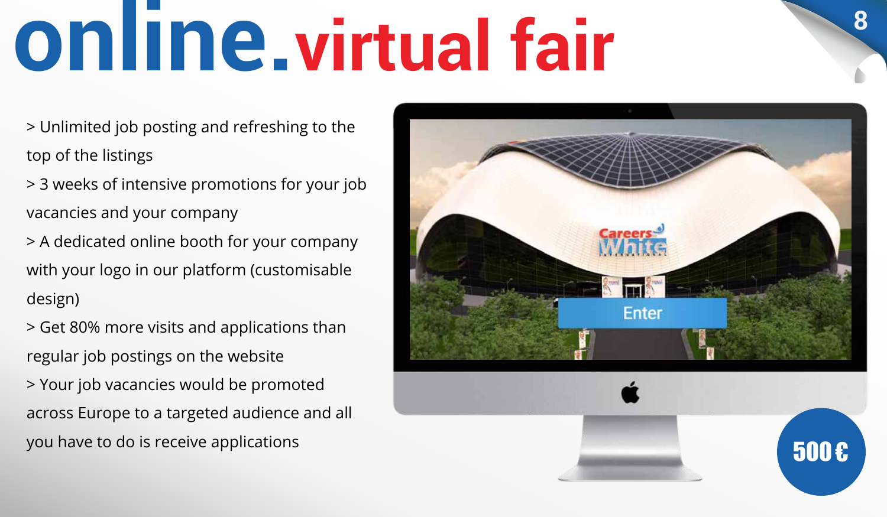# online.virtual fair

> Unlimited job posting and refreshing to the top of the listings

> 3 weeks of intensive promotions for your job vacancies and your company

> A dedicated online booth for your company with your logo in our platform (customisable design)

> Get 80% more visits and applications than regular job postings on the website

> Your job vacancies would be promoted across Europe to a targeted audience and all you have to do is receive applications

500 €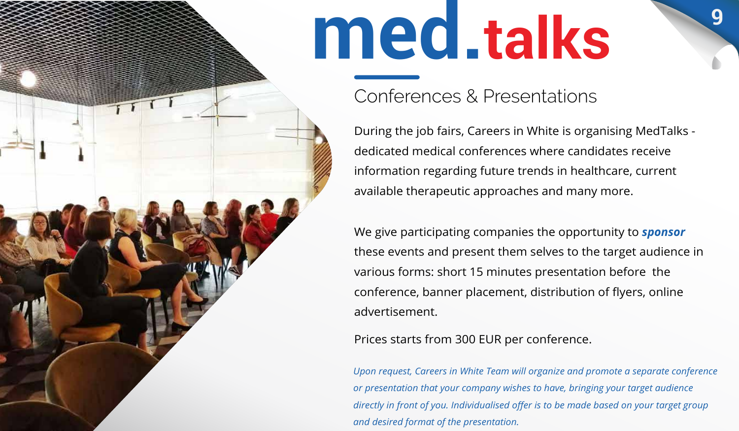# med.talks

## Conferences & Presentations

During the job fairs, Careers in White is organising MedTalks - dedicated medical conferences where candidates receive information regarding future trends in healthcare, current available therapeutic approaches and many more.

We give participating companies the opportunity to ***sponsor*** these events and present them selves to the target audience in various forms: short 15 minutes presentation before the conference, banner placement, distribution of flyers, online advertisement.

Prices starts from 300 EUR per conference.

*Upon request, Careers in White Team will organize and promote a separate conference or presentation that your company wishes to have, bringing your target audience directly in front of you. Individualised offer is to be made based on your target group and desired format of the presentation.*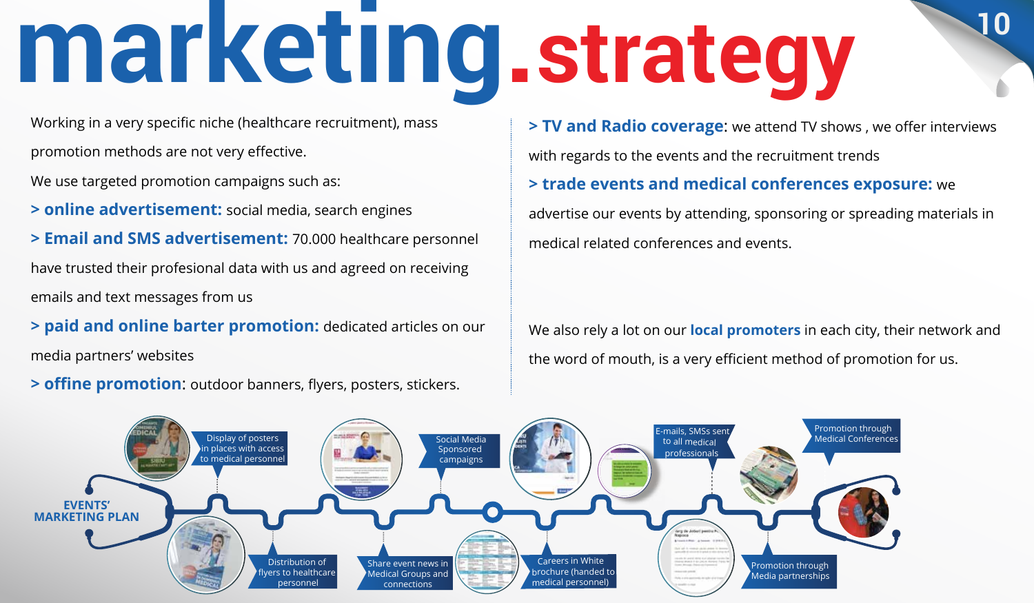# marketing.strategy

Working in a very specific niche (healthcare recruitment), mass promotion methods are not very effective.

We use targeted promotion campaigns such as:

> **online advertisement:** social media, search engines

> **Email and SMS advertisement:** 70.000 healthcare personnel have trusted their profesional data with us and agreed on receiving emails and text messages from us

> **paid and online barter promotion:** dedicated articles on our media partners' websites

> **offine promotion**: outdoor banners, flyers, posters, stickers.

> **TV and Radio coverage**: we attend TV shows , we offer interviews with regards to the events and the recruitment trends

> **trade events and medical conferences exposure:** we advertise our events by attending, sponsoring or spreading materials in medical related conferences and events.

We also rely a lot on our **local promoters** in each city, their network and the word of mouth, is a very efficient method of promotion for us.

**EVENTS' MARKETING PLAN**

Display of posters in places with access to medical personnel

Distribution of flyers to healthcare personnel

Social Media Sponsored campaigns

Share event news in Medical Groups and connections

Careers in White brochure (handed to medical personnel)

E-mails, SMSs sent to all medical professionals

Promotion through Medical Conferences

Promotion through Media partnerships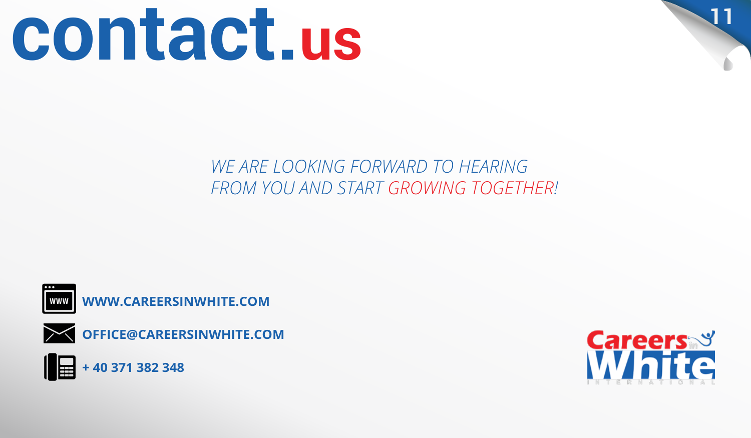# contact.us

*WE ARE LOOKING FORWARD TO HEARING FROM YOU AND START GROWING TOGETHER!*

**WWW.CAREERSINWHITE.COM**

**OFFICE@CAREERSINWHITE.COM**

**+ 40 371 382 348**

Careers in White INTERNATIONAL